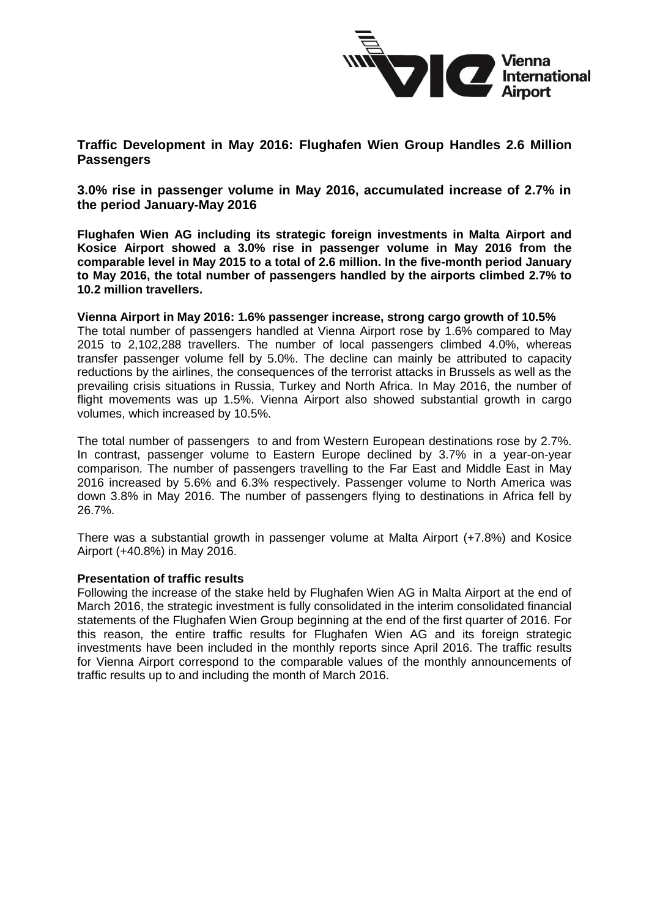# Traffic Development in May 2016: Flughafen Wien Group Handles 2.6 Million Passengers

## 3.0% rise in passenger volume in May 2016, accumulated increase of 2.7% in the period January-May 2016

**Flughafen Wien AG including its strategic foreign investments in Malta Airport and Kosice Airport showed a 3.0% rise in passenger volume in May 2016 from the comparable level in May 2015 to a total of 2.6 million. In the five-month period January to May 2016, the total number of passengers handled by the airports climbed 2.7% to 10.2 million travellers.**

**Vienna Airport in May 2016: 1.6% passenger increase, strong cargo growth of 10.5%**

The total number of passengers handled at Vienna Airport rose by 1.6% compared to May 2015 to 2,102,288 travellers. The number of local passengers climbed 4.0%, whereas transfer passenger volume fell by 5.0%. The decline can mainly be attributed to capacity reductions by the airlines, the consequences of the terrorist attacks in Brussels as well as the prevailing crisis situations in Russia, Turkey and North Africa. In May 2016, the number of flight movements was up 1.5%. Vienna Airport also showed substantial growth in cargo volumes, which increased by 10.5%.

The total number of passengers to and from Western European destinations rose by 2.7%. In contrast, passenger volume to Eastern Europe declined by 3.7% in a year-on-year comparison. The number of passengers travelling to the Far East and Middle East in May 2016 increased by 5.6% and 6.3% respectively. Passenger volume to North America was down 3.8% in May 2016. The number of passengers flying to destinations in Africa fell by 26.7%.

There was a substantial growth in passenger volume at Malta Airport (+7.8%) and Kosice Airport (+40.8%) in May 2016.

**Presentation of traffic results**

Following the increase of the stake held by Flughafen Wien AG in Malta Airport at the end of March 2016, the strategic investment is fully consolidated in the interim consolidated financial statements of the Flughafen Wien Group beginning at the end of the first quarter of 2016. For this reason, the entire traffic results for Flughafen Wien AG and its foreign strategic investments have been included in the monthly reports since April 2016. The traffic results for Vienna Airport correspond to the comparable values of the monthly announcements of traffic results up to and including the month of March 2016.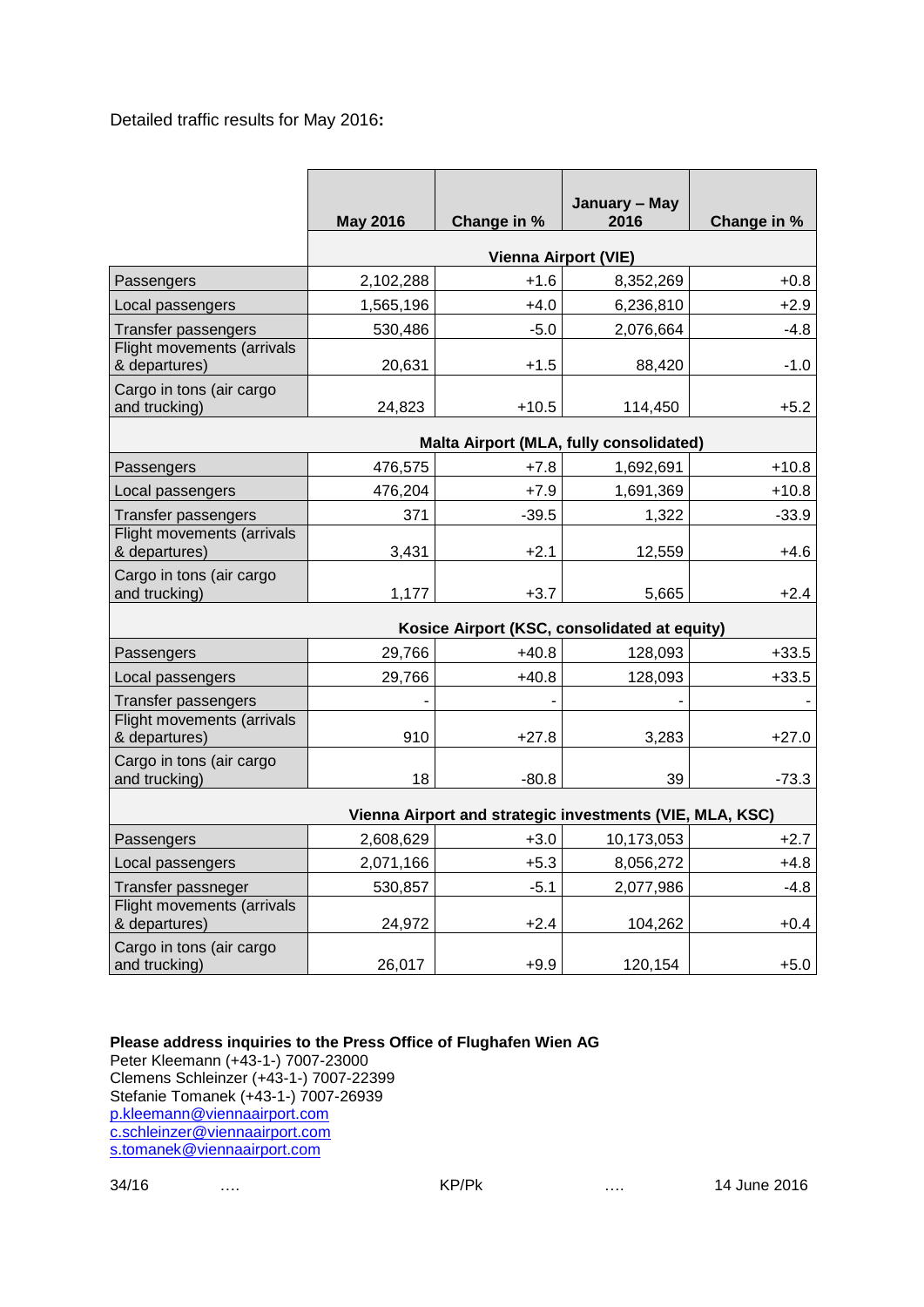Detailed traffic results for May 2016**:**

| | May 2016 | Change in % | January – May 2016 | Change in % |
|---|---|---|---|---|
| | **Vienna Airport (VIE)** | | | |
| Passengers | 2,102,288 | +1.6 | 8,352,269 | +0.8 |
| Local passengers | 1,565,196 | +4.0 | 6,236,810 | +2.9 |
| Transfer passengers | 530,486 | -5.0 | 2,076,664 | -4.8 |
| Flight movements (arrivals & departures) | 20,631 | +1.5 | 88,420 | -1.0 |
| Cargo in tons (air cargo and trucking) | 24,823 | +10.5 | 114,450 | +5.2 |
| **Malta Airport (MLA, fully consolidated)** | | | | |
| Passengers | 476,575 | +7.8 | 1,692,691 | +10.8 |
| Local passengers | 476,204 | +7.9 | 1,691,369 | +10.8 |
| Transfer passengers | 371 | -39.5 | 1,322 | -33.9 |
| Flight movements (arrivals & departures) | 3,431 | +2.1 | 12,559 | +4.6 |
| Cargo in tons (air cargo and trucking) | 1,177 | +3.7 | 5,665 | +2.4 |
| **Kosice Airport (KSC, consolidated at equity)** | | | | |
| Passengers | 29,766 | +40.8 | 128,093 | +33.5 |
| Local passengers | 29,766 | +40.8 | 128,093 | +33.5 |
| Transfer passengers | - | - | - | - |
| Flight movements (arrivals & departures) | 910 | +27.8 | 3,283 | +27.0 |
| Cargo in tons (air cargo and trucking) | 18 | -80.8 | 39 | -73.3 |
| **Vienna Airport and strategic investments (VIE, MLA, KSC)** | | | | |
| Passengers | 2,608,629 | +3.0 | 10,173,053 | +2.7 |
| Local passengers | 2,071,166 | +5.3 | 8,056,272 | +4.8 |
| Transfer passneger | 530,857 | -5.1 | 2,077,986 | -4.8 |
| Flight movements (arrivals & departures) | 24,972 | +2.4 | 104,262 | +0.4 |
| Cargo in tons (air cargo and trucking) | 26,017 | +9.9 | 120,154 | +5.0 |

**Please address inquiries to the Press Office of Flughafen Wien AG**
Peter Kleemann (+43-1-) 7007-23000
Clemens Schleinzer (+43-1-) 7007-22399
Stefanie Tomanek (+43-1-) 7007-26939
p.kleemann@viennaairport.com
c.schleinzer@viennaairport.com
s.tomanek@viennaairport.com

34/16 …. KP/Pk …. 14 June 2016